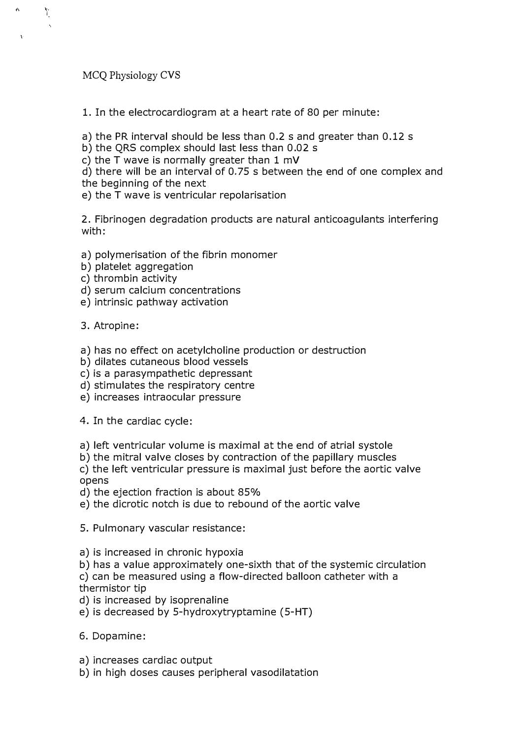MCQ Physiology CVS

1. In the electrocardiogram at a heart rate of 80 per minute:

a) the PR interval should be less than 0.2 s and greater than 0.12 s
b) the QRS complex should last less than 0.02 s
c) the T wave is normally greater than 1 mV
d) there will be an interval of 0.75 s between the end of one complex and the beginning of the next
e) the T wave is ventricular repolarisation

2. Fibrinogen degradation products are natural anticoagulants interfering with:

a) polymerisation of the fibrin monomer
b) platelet aggregation
c) thrombin activity
d) serum calcium concentrations
e) intrinsic pathway activation

3. Atropine:

a) has no effect on acetylcholine production or destruction
b) dilates cutaneous blood vessels
c) is a parasympathetic depressant
d) stimulates the respiratory centre
e) increases intraocular pressure

4. In the cardiac cycle:

a) left ventricular volume is maximal at the end of atrial systole
b) the mitral valve closes by contraction of the papillary muscles
c) the left ventricular pressure is maximal just before the aortic valve opens
d) the ejection fraction is about 85%
e) the dicrotic notch is due to rebound of the aortic valve

5. Pulmonary vascular resistance:

a) is increased in chronic hypoxia
b) has a value approximately one-sixth that of the systemic circulation
c) can be measured using a flow-directed balloon catheter with a thermistor tip
d) is increased by isoprenaline
e) is decreased by 5-hydroxytryptamine (5-HT)

6. Dopamine:

a) increases cardiac output
b) in high doses causes peripheral vasodilatation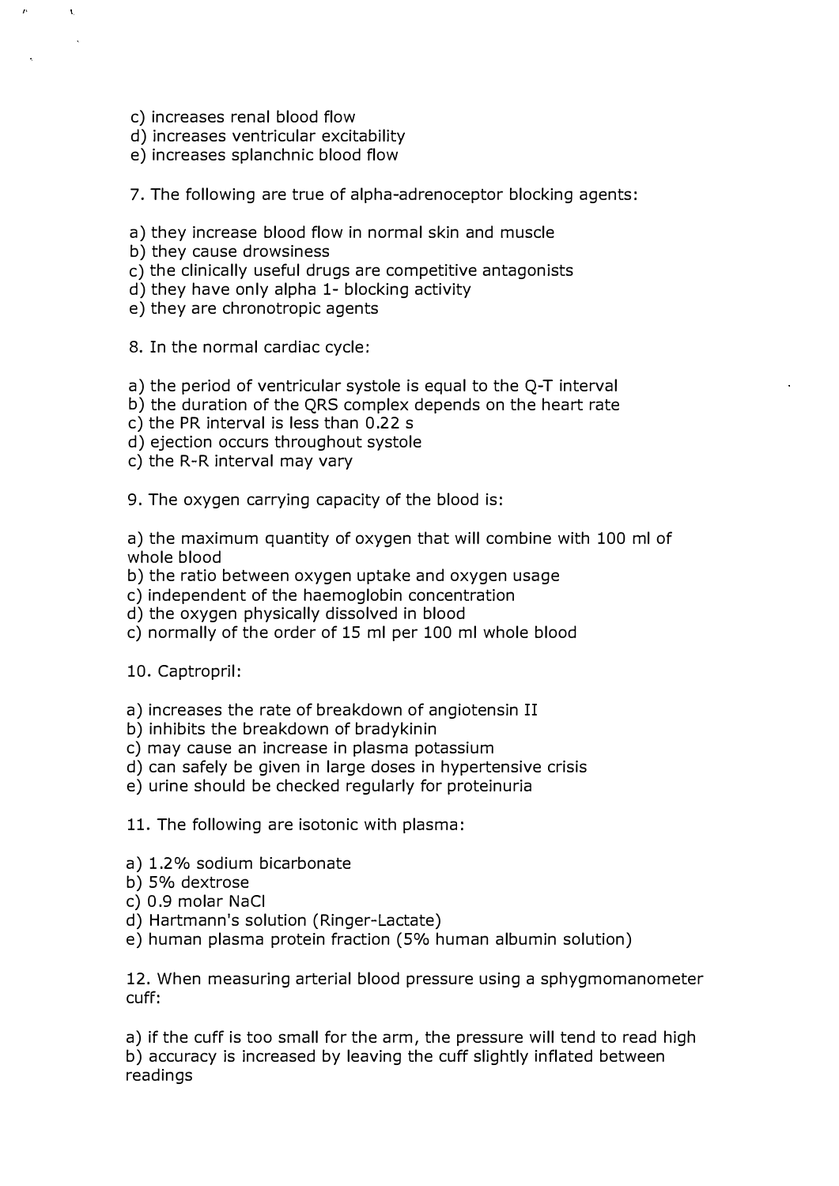c) increases renal blood flow
d) increases ventricular excitability
e) increases splanchnic blood flow

7. The following are true of alpha-adrenoceptor blocking agents:

a) they increase blood flow in normal skin and muscle
b) they cause drowsiness
c) the clinically useful drugs are competitive antagonists
d) they have only alpha 1- blocking activity
e) they are chronotropic agents

8. In the normal cardiac cycle:

a) the period of ventricular systole is equal to the Q-T interval
b) the duration of the QRS complex depends on the heart rate
c) the PR interval is less than 0.22 s
d) ejection occurs throughout systole
c) the R-R interval may vary

9. The oxygen carrying capacity of the blood is:

a) the maximum quantity of oxygen that will combine with 100 ml of whole blood
b) the ratio between oxygen uptake and oxygen usage
c) independent of the haemoglobin concentration
d) the oxygen physically dissolved in blood
c) normally of the order of 15 ml per 100 ml whole blood

10. Captropril:

a) increases the rate of breakdown of angiotensin II
b) inhibits the breakdown of bradykinin
c) may cause an increase in plasma potassium
d) can safely be given in large doses in hypertensive crisis
e) urine should be checked regularly for proteinuria

11. The following are isotonic with plasma:

a) 1.2% sodium bicarbonate
b) 5% dextrose
c) 0.9 molar NaCl
d) Hartmann's solution (Ringer-Lactate)
e) human plasma protein fraction (5% human albumin solution)

12. When measuring arterial blood pressure using a sphygmomanometer cuff:

a) if the cuff is too small for the arm, the pressure will tend to read high
b) accuracy is increased by leaving the cuff slightly inflated between readings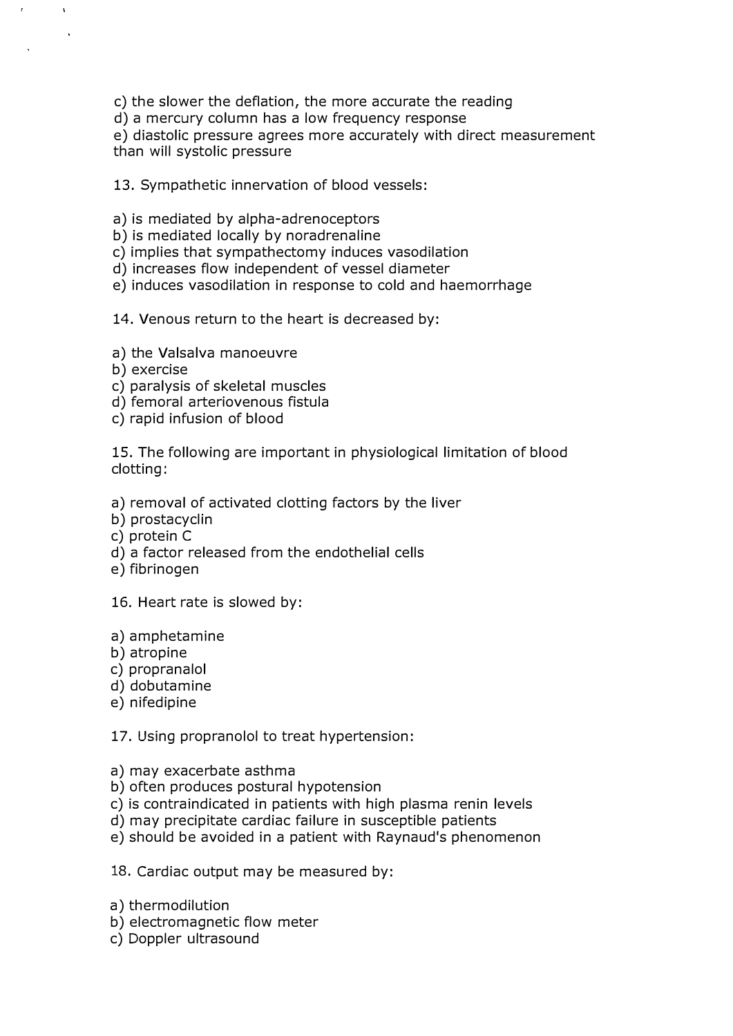c) the slower the deflation, the more accurate the reading
d) a mercury column has a low frequency response
e) diastolic pressure agrees more accurately with direct measurement than will systolic pressure

13. Sympathetic innervation of blood vessels:

a) is mediated by alpha-adrenoceptors
b) is mediated locally by noradrenaline
c) implies that sympathectomy induces vasodilation
d) increases flow independent of vessel diameter
e) induces vasodilation in response to cold and haemorrhage

14. Venous return to the heart is decreased by:

a) the Valsalva manoeuvre
b) exercise
c) paralysis of skeletal muscles
d) femoral arteriovenous fistula
c) rapid infusion of blood

15. The following are important in physiological limitation of blood clotting:

a) removal of activated clotting factors by the liver
b) prostacyclin
c) protein C
d) a factor released from the endothelial cells
e) fibrinogen

16. Heart rate is slowed by:

a) amphetamine
b) atropine
c) propranalol
d) dobutamine
e) nifedipine

17. Using propranolol to treat hypertension:

a) may exacerbate asthma
b) often produces postural hypotension
c) is contraindicated in patients with high plasma renin levels
d) may precipitate cardiac failure in susceptible patients
e) should be avoided in a patient with Raynaud's phenomenon

18. Cardiac output may be measured by:

a) thermodilution
b) electromagnetic flow meter
c) Doppler ultrasound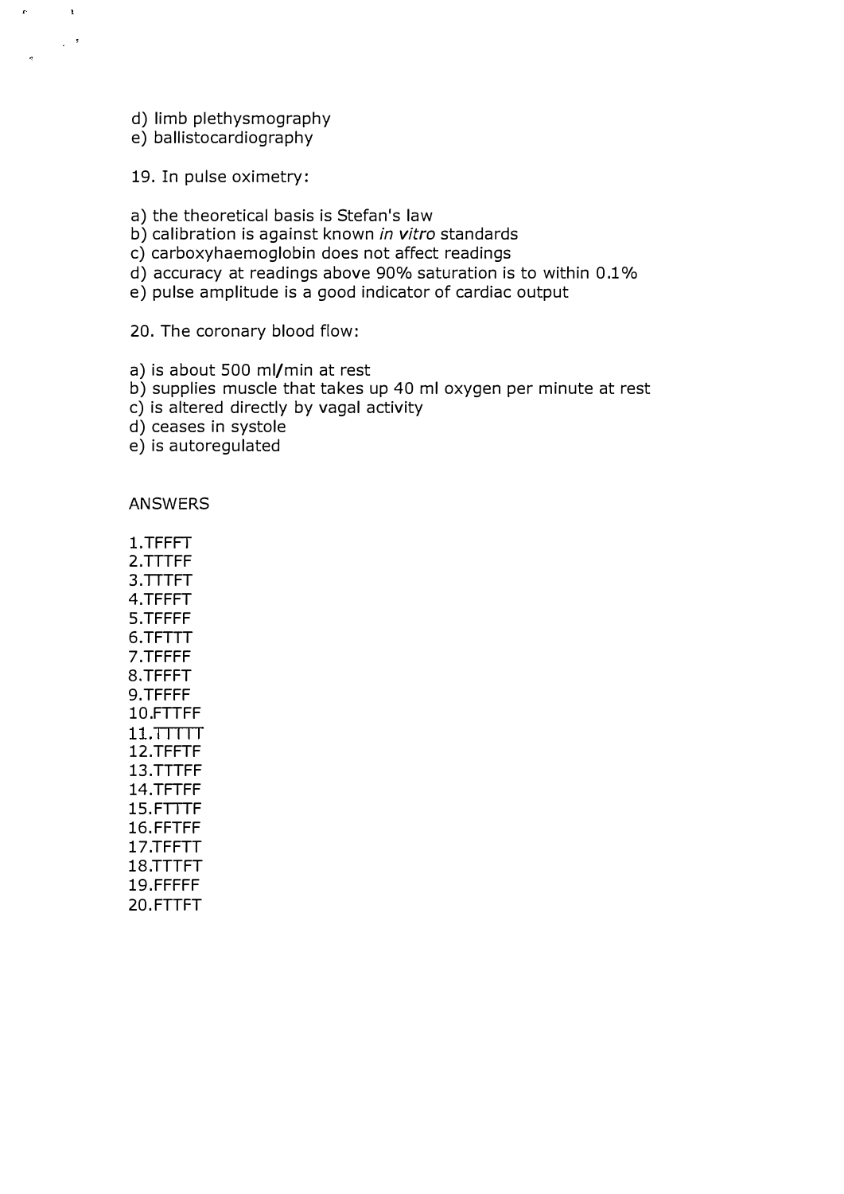d) limb plethysmography
e) ballistocardiography

19. In pulse oximetry:

a) the theoretical basis is Stefan's law
b) calibration is against known *in vitro* standards
c) carboxyhaemoglobin does not affect readings
d) accuracy at readings above 90% saturation is to within 0.1%
e) pulse amplitude is a good indicator of cardiac output

20. The coronary blood flow:

a) is about 500 ml/min at rest
b) supplies muscle that takes up 40 ml oxygen per minute at rest
c) is altered directly by vagal activity
d) ceases in systole
e) is autoregulated

ANSWERS

1.TFFFT
2.TTTFF
3.TTTFT
4.TFFFT
5.TFFFF
6.TFTTT
7.TFFFF
8.TFFFT
9.TFFFF
10.FTTFF
11.TTTTT
12.TFFTF
13.TTTFF
14.TFTFF
15.FTTTF
16.FFTFF
17.TFFTT
18.TTTFT
19.FFFFF
20.FTTFT